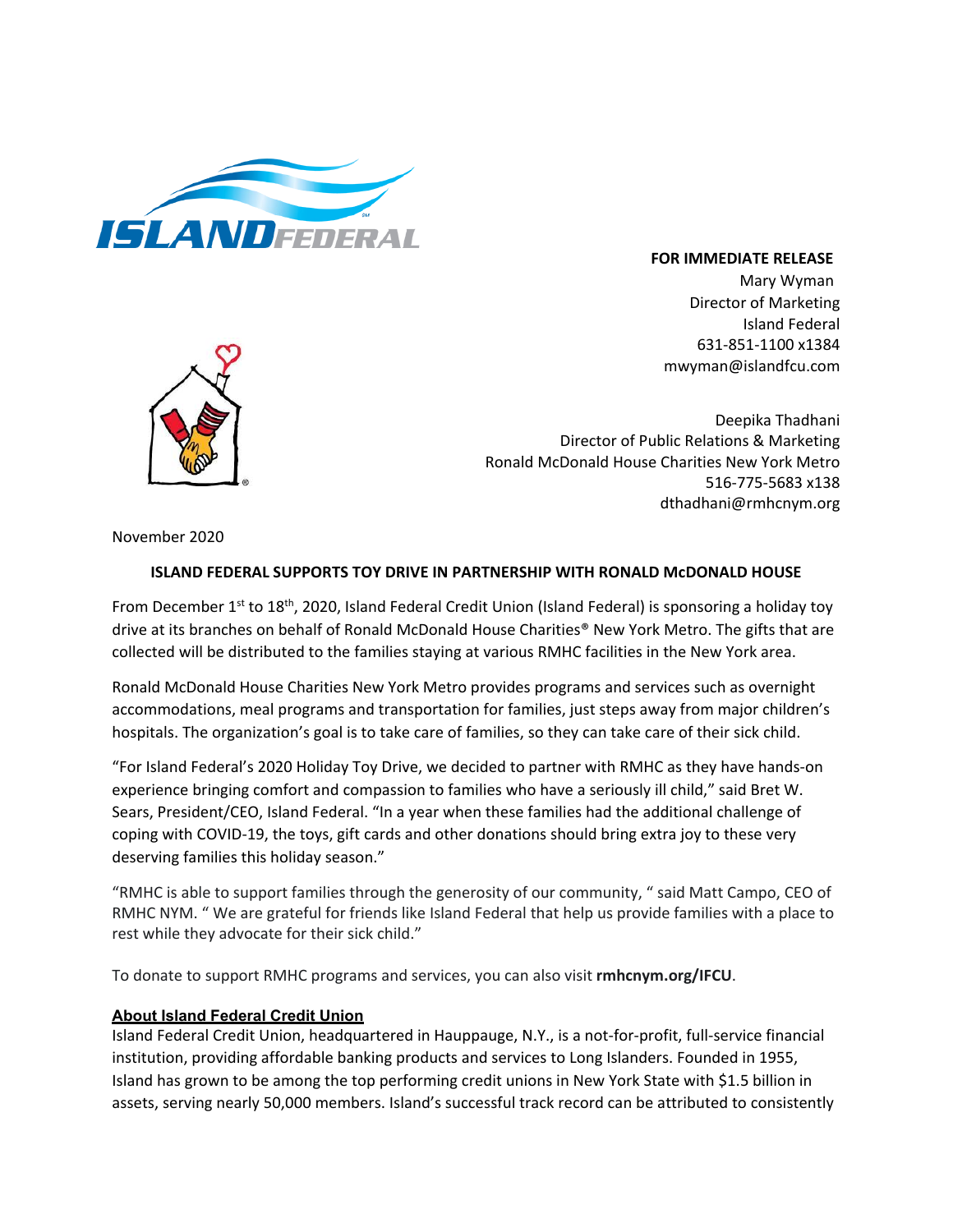**FOR IMMEDIATE RELEASE**
Mary Wyman
Director of Marketing
Island Federal
631-851-1100 x1384
mwyman@islandfcu.com

Deepika Thadhani
Director of Public Relations & Marketing
Ronald McDonald House Charities New York Metro
516-775-5683 x138
dthadhani@rmhcnym.org

November 2020

**ISLAND FEDERAL SUPPORTS TOY DRIVE IN PARTNERSHIP WITH RONALD McDONALD HOUSE**

From December 1st to 18th, 2020, Island Federal Credit Union (Island Federal) is sponsoring a holiday toy drive at its branches on behalf of Ronald McDonald House Charities® New York Metro. The gifts that are collected will be distributed to the families staying at various RMHC facilities in the New York area.

Ronald McDonald House Charities New York Metro provides programs and services such as overnight accommodations, meal programs and transportation for families, just steps away from major children's hospitals. The organization's goal is to take care of families, so they can take care of their sick child.

"For Island Federal's 2020 Holiday Toy Drive, we decided to partner with RMHC as they have hands-on experience bringing comfort and compassion to families who have a seriously ill child," said Bret W. Sears, President/CEO, Island Federal. "In a year when these families had the additional challenge of coping with COVID-19, the toys, gift cards and other donations should bring extra joy to these very deserving families this holiday season."

"RMHC is able to support families through the generosity of our community, " said Matt Campo, CEO of RMHC NYM. " We are grateful for friends like Island Federal that help us provide families with a place to rest while they advocate for their sick child."

To donate to support RMHC programs and services, you can also visit **rmhcnym.org/IFCU**.

**About Island Federal Credit Union**

Island Federal Credit Union, headquartered in Hauppauge, N.Y., is a not-for-profit, full-service financial institution, providing affordable banking products and services to Long Islanders. Founded in 1955, Island has grown to be among the top performing credit unions in New York State with $1.5 billion in assets, serving nearly 50,000 members. Island's successful track record can be attributed to consistently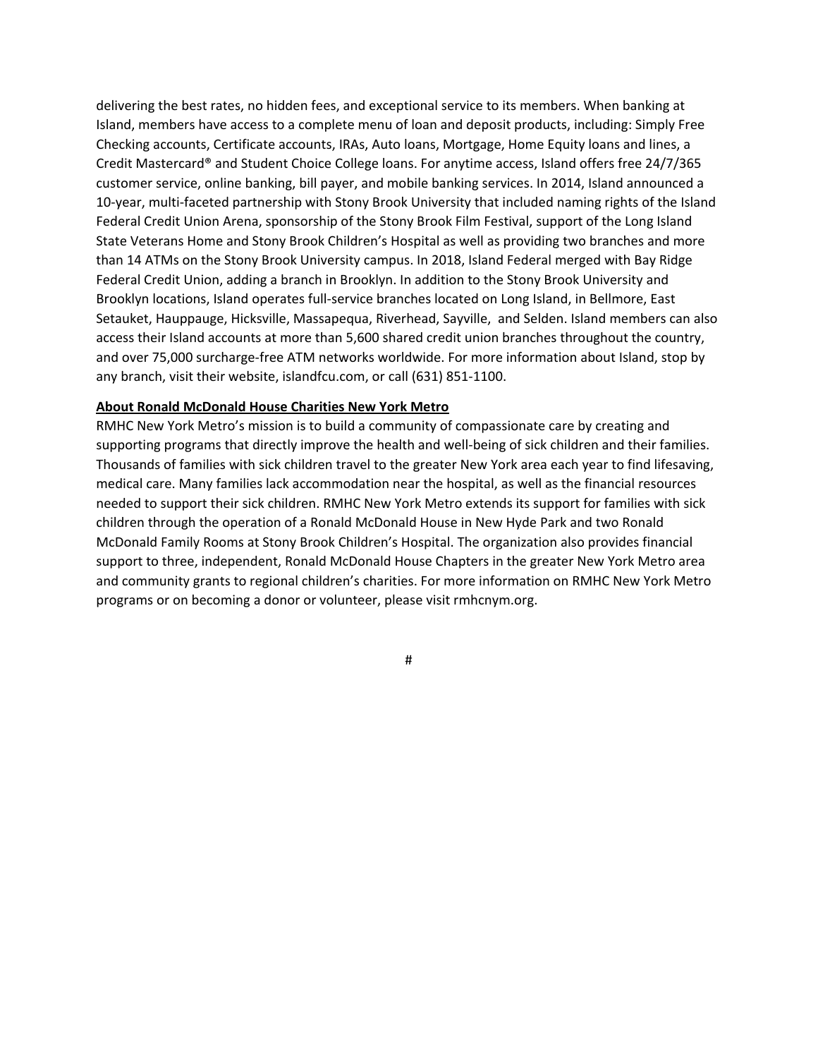delivering the best rates, no hidden fees, and exceptional service to its members. When banking at Island, members have access to a complete menu of loan and deposit products, including: Simply Free Checking accounts, Certificate accounts, IRAs, Auto loans, Mortgage, Home Equity loans and lines, a Credit Mastercard® and Student Choice College loans. For anytime access, Island offers free 24/7/365 customer service, online banking, bill payer, and mobile banking services. In 2014, Island announced a 10-year, multi-faceted partnership with Stony Brook University that included naming rights of the Island Federal Credit Union Arena, sponsorship of the Stony Brook Film Festival, support of the Long Island State Veterans Home and Stony Brook Children's Hospital as well as providing two branches and more than 14 ATMs on the Stony Brook University campus. In 2018, Island Federal merged with Bay Ridge Federal Credit Union, adding a branch in Brooklyn. In addition to the Stony Brook University and Brooklyn locations, Island operates full-service branches located on Long Island, in Bellmore, East Setauket, Hauppauge, Hicksville, Massapequa, Riverhead, Sayville, and Selden. Island members can also access their Island accounts at more than 5,600 shared credit union branches throughout the country, and over 75,000 surcharge-free ATM networks worldwide. For more information about Island, stop by any branch, visit their website, islandfcu.com, or call (631) 851-1100.

**About Ronald McDonald House Charities New York Metro**

RMHC New York Metro's mission is to build a community of compassionate care by creating and supporting programs that directly improve the health and well-being of sick children and their families. Thousands of families with sick children travel to the greater New York area each year to find lifesaving, medical care. Many families lack accommodation near the hospital, as well as the financial resources needed to support their sick children. RMHC New York Metro extends its support for families with sick children through the operation of a Ronald McDonald House in New Hyde Park and two Ronald McDonald Family Rooms at Stony Brook Children's Hospital. The organization also provides financial support to three, independent, Ronald McDonald House Chapters in the greater New York Metro area and community grants to regional children's charities. For more information on RMHC New York Metro programs or on becoming a donor or volunteer, please visit rmhcnym.org.

#